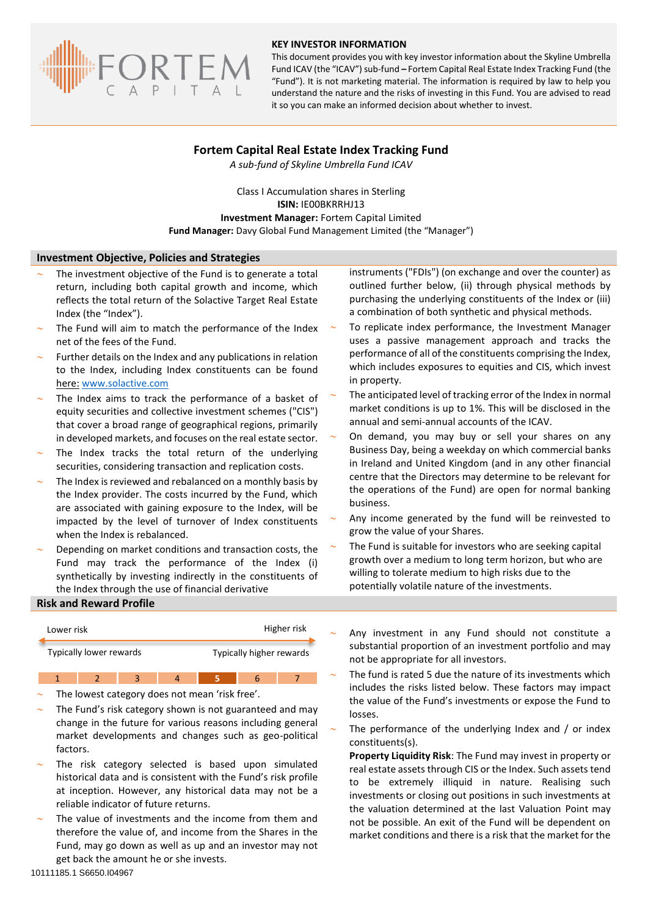## KEY INVESTOR INFORMATION

This document provides you with key investor information about the Skyline Umbrella Fund ICAV (the "ICAV") sub-fund – Fortem Capital Real Estate Index Tracking Fund (the "Fund"). It is not marketing material. The information is required by law to help you understand the nature and the risks of investing in this Fund. You are advised to read it so you can make an informed decision about whether to invest.

# Fortem Capital Real Estate Index Tracking Fund

*A sub-fund of Skyline Umbrella Fund ICAV*

Class I Accumulation shares in Sterling
**ISIN:** IE00BKRRHJ13
**Investment Manager:** Fortem Capital Limited
**Fund Manager:** Davy Global Fund Management Limited (the "Manager")

## Investment Objective, Policies and Strategies

- The investment objective of the Fund is to generate a total return, including both capital growth and income, which reflects the total return of the Solactive Target Real Estate Index (the "Index").
- The Fund will aim to match the performance of the Index net of the fees of the Fund.
- Further details on the Index and any publications in relation to the Index, including Index constituents can be found here: www.solactive.com
- The Index aims to track the performance of a basket of equity securities and collective investment schemes ("CIS") that cover a broad range of geographical regions, primarily in developed markets, and focuses on the real estate sector.
- The Index tracks the total return of the underlying securities, considering transaction and replication costs.
- The Index is reviewed and rebalanced on a monthly basis by the Index provider. The costs incurred by the Fund, which are associated with gaining exposure to the Index, will be impacted by the level of turnover of Index constituents when the Index is rebalanced.
- Depending on market conditions and transaction costs, the Fund may track the performance of the Index (i) synthetically by investing indirectly in the constituents of the Index through the use of financial derivative instruments ("FDIs") (on exchange and over the counter) as outlined further below, (ii) through physical methods by purchasing the underlying constituents of the Index or (iii) a combination of both synthetic and physical methods.
- To replicate index performance, the Investment Manager uses a passive management approach and tracks the performance of all of the constituents comprising the Index, which includes exposures to equities and CIS, which invest in property.
- The anticipated level of tracking error of the Index in normal market conditions is up to 1%. This will be disclosed in the annual and semi-annual accounts of the ICAV.
- On demand, you may buy or sell your shares on any Business Day, being a weekday on which commercial banks in Ireland and United Kingdom (and in any other financial centre that the Directors may determine to be relevant for the operations of the Fund) are open for normal banking business.
- Any income generated by the fund will be reinvested to grow the value of your Shares.
- The Fund is suitable for investors who are seeking capital growth over a medium to long term horizon, but who are willing to tolerate medium to high risks due to the potentially volatile nature of the investments.

## Risk and Reward Profile

| Lower risk | | | | | | Higher risk |
|---|---|---|---|---|---|---|
| Typically lower rewards | | | | | | Typically higher rewards |
| 1 | 2 | 3 | 4 | **5** | 6 | 7 |

- The lowest category does not mean 'risk free'.
- The Fund's risk category shown is not guaranteed and may change in the future for various reasons including general market developments and changes such as geo-political factors.
- The risk category selected is based upon simulated historical data and is consistent with the Fund's risk profile at inception. However, any historical data may not be a reliable indicator of future returns.
- The value of investments and the income from them and therefore the value of, and income from the Shares in the Fund, may go down as well as up and an investor may not get back the amount he or she invests.
- Any investment in any Fund should not constitute a substantial proportion of an investment portfolio and may not be appropriate for all investors.
- The fund is rated 5 due the nature of its investments which includes the risks listed below. These factors may impact the value of the Fund's investments or expose the Fund to losses.
- The performance of the underlying Index and / or index constituents(s).

**Property Liquidity Risk**: The Fund may invest in property or real estate assets through CIS or the Index. Such assets tend to be extremely illiquid in nature. Realising such investments or closing out positions in such investments at the valuation determined at the last Valuation Point may not be possible. An exit of the Fund will be dependent on market conditions and there is a risk that the market for the

10111185.1 S6650.I04967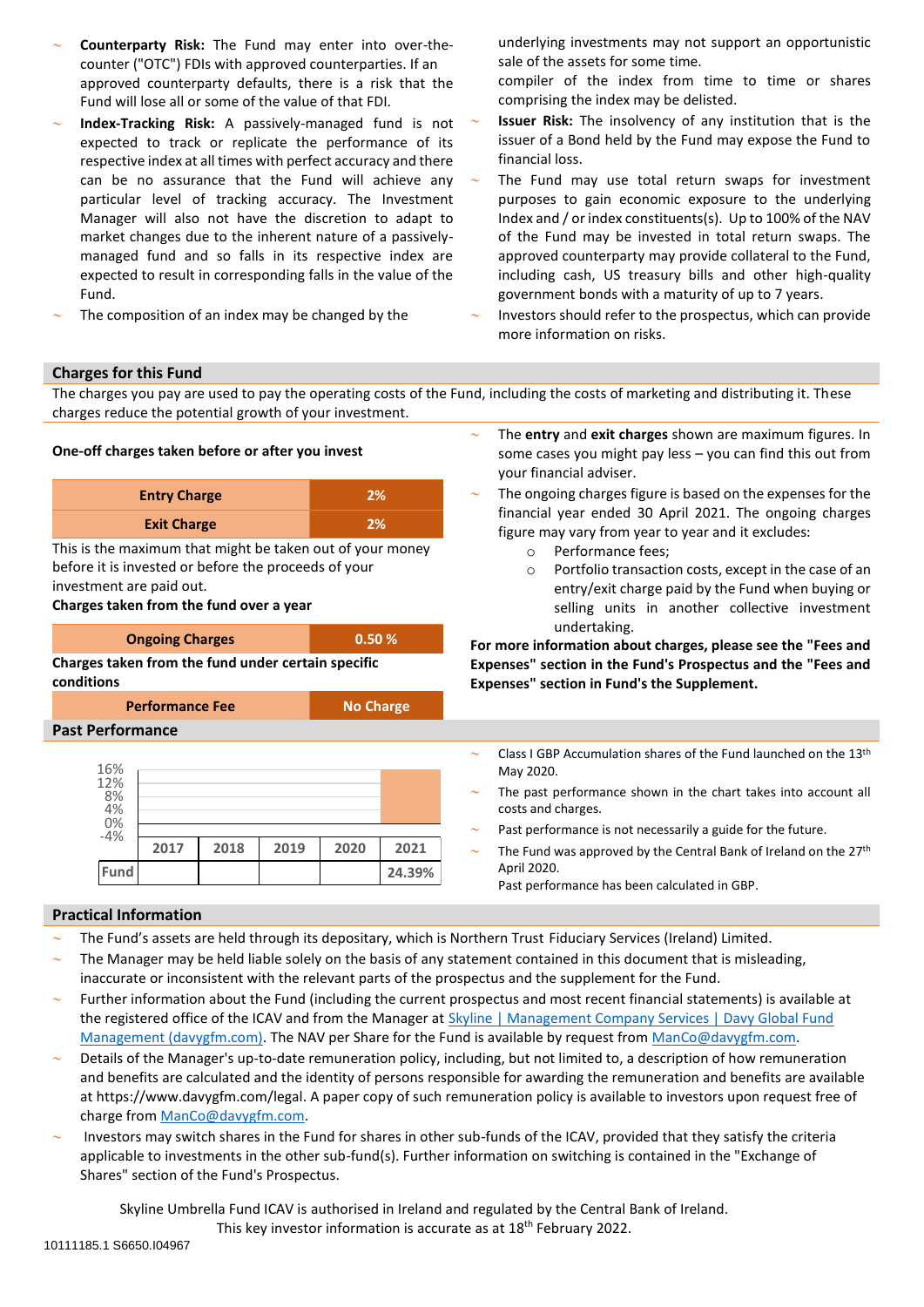- **Counterparty Risk:** The Fund may enter into over-the-counter ("OTC") FDIs with approved counterparties. If an approved counterparty defaults, there is a risk that the Fund will lose all or some of the value of that FDI.
- **Index-Tracking Risk:** A passively-managed fund is not expected to track or replicate the performance of its respective index at all times with perfect accuracy and there can be no assurance that the Fund will achieve any particular level of tracking accuracy. The Investment Manager will also not have the discretion to adapt to market changes due to the inherent nature of a passively-managed fund and so falls in its respective index are expected to result in corresponding falls in the value of the Fund.
- The composition of an index may be changed by the compiler of the index from time to time or shares comprising the index may be delisted.

underlying investments may not support an opportunistic sale of the assets for some time.

- **Issuer Risk:** The insolvency of any institution that is the issuer of a Bond held by the Fund may expose the Fund to financial loss.
- The Fund may use total return swaps for investment purposes to gain economic exposure to the underlying Index and / or index constituents(s). Up to 100% of the NAV of the Fund may be invested in total return swaps. The approved counterparty may provide collateral to the Fund, including cash, US treasury bills and other high-quality government bonds with a maturity of up to 7 years.
- Investors should refer to the prospectus, which can provide more information on risks.

## Charges for this Fund

The charges you pay are used to pay the operating costs of the Fund, including the costs of marketing and distributing it. These charges reduce the potential growth of your investment.

**One-off charges taken before or after you invest**

| | |
|---|---|
| **Entry Charge** | **2%** |
| **Exit Charge** | **2%** |

This is the maximum that might be taken out of your money before it is invested or before the proceeds of your investment are paid out.

**Charges taken from the fund over a year**

| | |
|---|---|
| **Ongoing Charges** | **0.50 %** |

**Charges taken from the fund under certain specific conditions**

| | |
|---|---|
| **Performance Fee** | **No Charge** |

- The **entry** and **exit charges** shown are maximum figures. In some cases you might pay less – you can find this out from your financial adviser.
- The ongoing charges figure is based on the expenses for the financial year ended 30 April 2021. The ongoing charges figure may vary from year to year and it excludes:
  - Performance fees;
  - Portfolio transaction costs, except in the case of an entry/exit charge paid by the Fund when buying or selling units in another collective investment undertaking.

**For more information about charges, please see the "Fees and Expenses" section in the Fund's Prospectus and the "Fees and Expenses" section in Fund's the Supplement.**

## Past Performance

16%
12%
8%
4%
0%
-4%

2017 2018 2019 2020 2021

Fund 24.39%

- Class I GBP Accumulation shares of the Fund launched on the 13th May 2020.
- The past performance shown in the chart takes into account all costs and charges.
- Past performance is not necessarily a guide for the future.
- The Fund was approved by the Central Bank of Ireland on the 27th April 2020.

  Past performance has been calculated in GBP.

## Practical Information

- The Fund's assets are held through its depositary, which is Northern Trust Fiduciary Services (Ireland) Limited.
- The Manager may be held liable solely on the basis of any statement contained in this document that is misleading, inaccurate or inconsistent with the relevant parts of the prospectus and the supplement for the Fund.
- Further information about the Fund (including the current prospectus and most recent financial statements) is available at the registered office of the ICAV and from the Manager at Skyline | Management Company Services | Davy Global Fund Management (davygfm.com). The NAV per Share for the Fund is available by request from ManCo@davygfm.com.
- Details of the Manager's up-to-date remuneration policy, including, but not limited to, a description of how remuneration and benefits are calculated and the identity of persons responsible for awarding the remuneration and benefits are available at https://www.davygfm.com/legal. A paper copy of such remuneration policy is available to investors upon request free of charge from ManCo@davygfm.com.
- Investors may switch shares in the Fund for shares in other sub-funds of the ICAV, provided that they satisfy the criteria applicable to investments in the other sub-fund(s). Further information on switching is contained in the "Exchange of Shares" section of the Fund's Prospectus.

Skyline Umbrella Fund ICAV is authorised in Ireland and regulated by the Central Bank of Ireland.
This key investor information is accurate as at 18th February 2022.

10111185.1 S6650.I04967